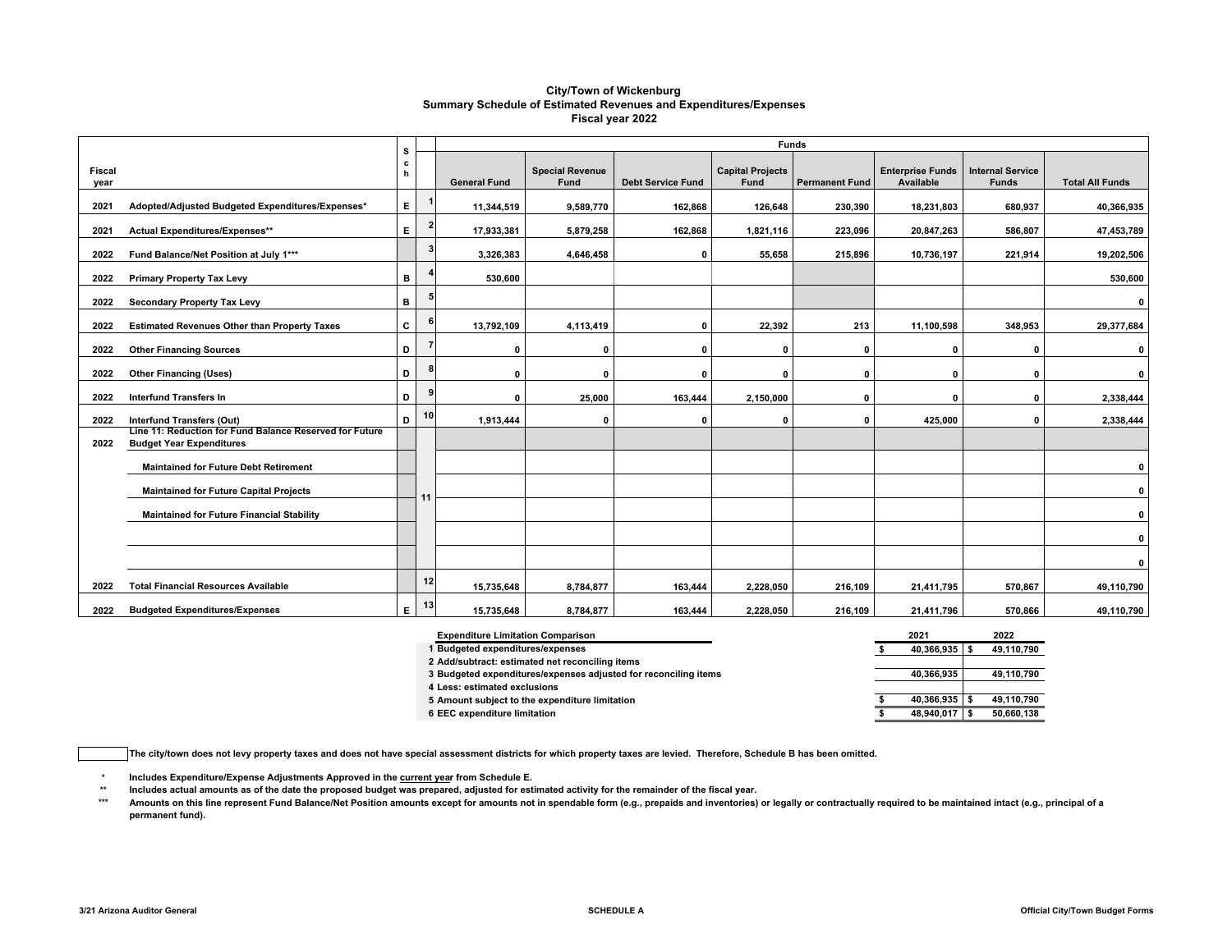# City/Town of Wickenburg
## Summary Schedule of Estimated Revenues and Expenditures/Expenses
### Fiscal year 2022

| Fiscal year | | Sch | | General Fund | Special Revenue Fund | Debt Service Fund | Capital Projects Fund | Permanent Fund | Enterprise Funds Available | Internal Service Funds | Total All Funds |
|---|---|---|---|---|---|---|---|---|---|---|---|
| 2021 | Adopted/Adjusted Budgeted Expenditures/Expenses* | E | 1 | 11,344,519 | 9,589,770 | 162,868 | 126,648 | 230,390 | 18,231,803 | 680,937 | 40,366,935 |
| 2021 | Actual Expenditures/Expenses** | E | 2 | 17,933,381 | 5,879,258 | 162,868 | 1,821,116 | 223,096 | 20,847,263 | 586,807 | 47,453,789 |
| 2022 | Fund Balance/Net Position at July 1*** | | 3 | 3,326,383 | 4,646,458 | 0 | 55,658 | 215,896 | 10,736,197 | 221,914 | 19,202,506 |
| 2022 | Primary Property Tax Levy | B | 4 | 530,600 | | | | | | | 530,600 |
| 2022 | Secondary Property Tax Levy | B | 5 | | | | | | | | 0 |
| 2022 | Estimated Revenues Other than Property Taxes | C | 6 | 13,792,109 | 4,113,419 | 0 | 22,392 | 213 | 11,100,598 | 348,953 | 29,377,684 |
| 2022 | Other Financing Sources | D | 7 | 0 | 0 | 0 | 0 | 0 | 0 | 0 | 0 |
| 2022 | Other Financing (Uses) | D | 8 | 0 | 0 | 0 | 0 | 0 | 0 | 0 | 0 |
| 2022 | Interfund Transfers In | D | 9 | 0 | 25,000 | 163,444 | 2,150,000 | 0 | 0 | 0 | 2,338,444 |
| 2022 | Interfund Transfers (Out) | D | 10 | 1,913,444 | 0 | 0 | 0 | 0 | 425,000 | 0 | 2,338,444 |
| 2022 | Line 11: Reduction for Fund Balance Reserved for Future Budget Year Expenditures | | 11 | | | | | | | | |
| | Maintained for Future Debt Retirement | | | | | | | | | | 0 |
| | Maintained for Future Capital Projects | | | | | | | | | | 0 |
| | Maintained for Future Financial Stability | | | | | | | | | | 0 |
| | | | | | | | | | | | 0 |
| | | | | | | | | | | | 0 |
| 2022 | Total Financial Resources Available | | 12 | 15,735,648 | 8,784,877 | 163,444 | 2,228,050 | 216,109 | 21,411,795 | 570,867 | 49,110,790 |
| 2022 | Budgeted Expenditures/Expenses | E | 13 | 15,735,648 | 8,784,877 | 163,444 | 2,228,050 | 216,109 | 21,411,796 | 570,866 | 49,110,790 |

| Expenditure Limitation Comparison | 2021 | 2022 |
|---|---|---|
| 1 Budgeted expenditures/expenses | $ 40,366,935 | $ 49,110,790 |
| 2 Add/subtract: estimated net reconciling items | | |
| 3 Budgeted expenditures/expenses adjusted for reconciling items | 40,366,935 | 49,110,790 |
| 4 Less: estimated exclusions | | |
| 5 Amount subject to the expenditure limitation | $ 40,366,935 | $ 49,110,790 |
| 6 EEC expenditure limitation | $ 48,940,017 | $ 50,660,138 |

☐ The city/town does not levy property taxes and does not have special assessment districts for which property taxes are levied. Therefore, Schedule B has been omitted.

\* Includes Expenditure/Expense Adjustments Approved in the current year from Schedule E.

\** Includes actual amounts as of the date the proposed budget was prepared, adjusted for estimated activity for the remainder of the fiscal year.

\*** Amounts on this line represent Fund Balance/Net Position amounts except for amounts not in spendable form (e.g., prepaids and inventories) or legally or contractually required to be maintained intact (e.g., principal of a permanent fund).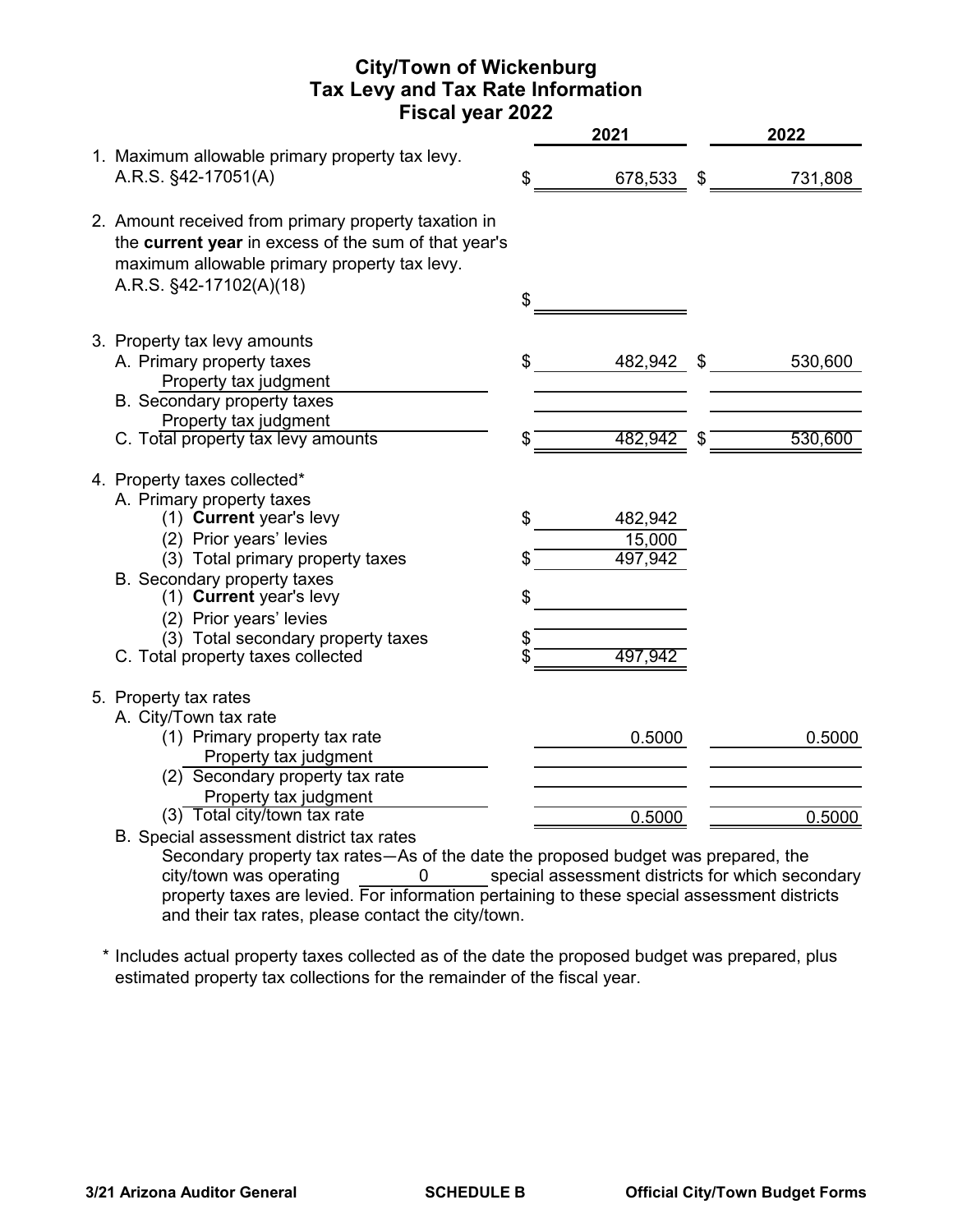# City/Town of Wickenburg
## Tax Levy and Tax Rate Information
## Fiscal year 2022

| | 2021 | 2022 |
|---|---|---|
| 1. Maximum allowable primary property tax levy. A.R.S. §42-17051(A) | $ 678,533 | $ 731,808 |
| 2. Amount received from primary property taxation in the **current year** in excess of the sum of that year's maximum allowable primary property tax levy. A.R.S. §42-17102(A)(18) | $ | |
| 3. Property tax levy amounts | | |
| A. Primary property taxes | $ 482,942 | $ 530,600 |
| Property tax judgment | | |
| B. Secondary property taxes | | |
| Property tax judgment | | |
| C. Total property tax levy amounts | $ 482,942 | $ 530,600 |
| 4. Property taxes collected* | | |
| A. Primary property taxes | | |
| (1) **Current** year's levy | $ 482,942 | |
| (2) Prior years' levies | 15,000 | |
| (3) Total primary property taxes | $ 497,942 | |
| B. Secondary property taxes | | |
| (1) **Current** year's levy | $ | |
| (2) Prior years' levies | | |
| (3) Total secondary property taxes | $ | |
| C. Total property taxes collected | $ 497,942 | |
| 5. Property tax rates | | |
| A. City/Town tax rate | | |
| (1) Primary property tax rate | 0.5000 | 0.5000 |
| Property tax judgment | | |
| (2) Secondary property tax rate | | |
| Property tax judgment | | |
| (3) Total city/town tax rate | 0.5000 | 0.5000 |

B. Special assessment district tax rates

Secondary property tax rates—As of the date the proposed budget was prepared, the city/town was operating 0 special assessment districts for which secondary property taxes are levied. For information pertaining to these special assessment districts and their tax rates, please contact the city/town.

\* Includes actual property taxes collected as of the date the proposed budget was prepared, plus estimated property tax collections for the remainder of the fiscal year.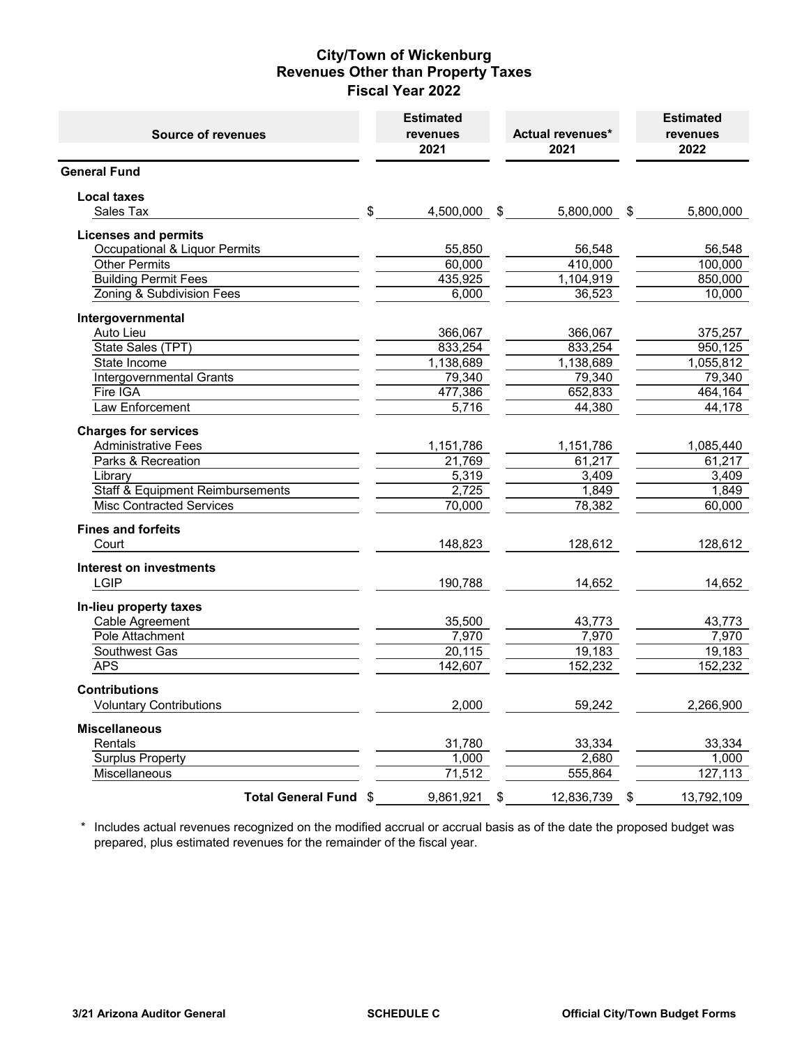# City/Town of Wickenburg
## Revenues Other than Property Taxes
## Fiscal Year 2022

| Source of revenues | Estimated revenues 2021 | Actual revenues* 2021 | Estimated revenues 2022 |
|---|---|---|---|
| **General Fund** | | | |
| **Local taxes** | | | |
| Sales Tax | $ 4,500,000 | $ 5,800,000 | $ 5,800,000 |
| **Licenses and permits** | | | |
| Occupational & Liquor Permits | 55,850 | 56,548 | 56,548 |
| Other Permits | 60,000 | 410,000 | 100,000 |
| Building Permit Fees | 435,925 | 1,104,919 | 850,000 |
| Zoning & Subdivision Fees | 6,000 | 36,523 | 10,000 |
| **Intergovernmental** | | | |
| Auto Lieu | 366,067 | 366,067 | 375,257 |
| State Sales (TPT) | 833,254 | 833,254 | 950,125 |
| State Income | 1,138,689 | 1,138,689 | 1,055,812 |
| Intergovernmental Grants | 79,340 | 79,340 | 79,340 |
| Fire IGA | 477,386 | 652,833 | 464,164 |
| Law Enforcement | 5,716 | 44,380 | 44,178 |
| **Charges for services** | | | |
| Administrative Fees | 1,151,786 | 1,151,786 | 1,085,440 |
| Parks & Recreation | 21,769 | 61,217 | 61,217 |
| Library | 5,319 | 3,409 | 3,409 |
| Staff & Equipment Reimbursements | 2,725 | 1,849 | 1,849 |
| Misc Contracted Services | 70,000 | 78,382 | 60,000 |
| **Fines and forfeits** | | | |
| Court | 148,823 | 128,612 | 128,612 |
| **Interest on investments** | | | |
| LGIP | 190,788 | 14,652 | 14,652 |
| **In-lieu property taxes** | | | |
| Cable Agreement | 35,500 | 43,773 | 43,773 |
| Pole Attachment | 7,970 | 7,970 | 7,970 |
| Southwest Gas | 20,115 | 19,183 | 19,183 |
| APS | 142,607 | 152,232 | 152,232 |
| **Contributions** | | | |
| Voluntary Contributions | 2,000 | 59,242 | 2,266,900 |
| **Miscellaneous** | | | |
| Rentals | 31,780 | 33,334 | 33,334 |
| Surplus Property | 1,000 | 2,680 | 1,000 |
| Miscellaneous | 71,512 | 555,864 | 127,113 |
| **Total General Fund** | $ 9,861,921 | $ 12,836,739 | $ 13,792,109 |

\* Includes actual revenues recognized on the modified accrual or accrual basis as of the date the proposed budget was prepared, plus estimated revenues for the remainder of the fiscal year.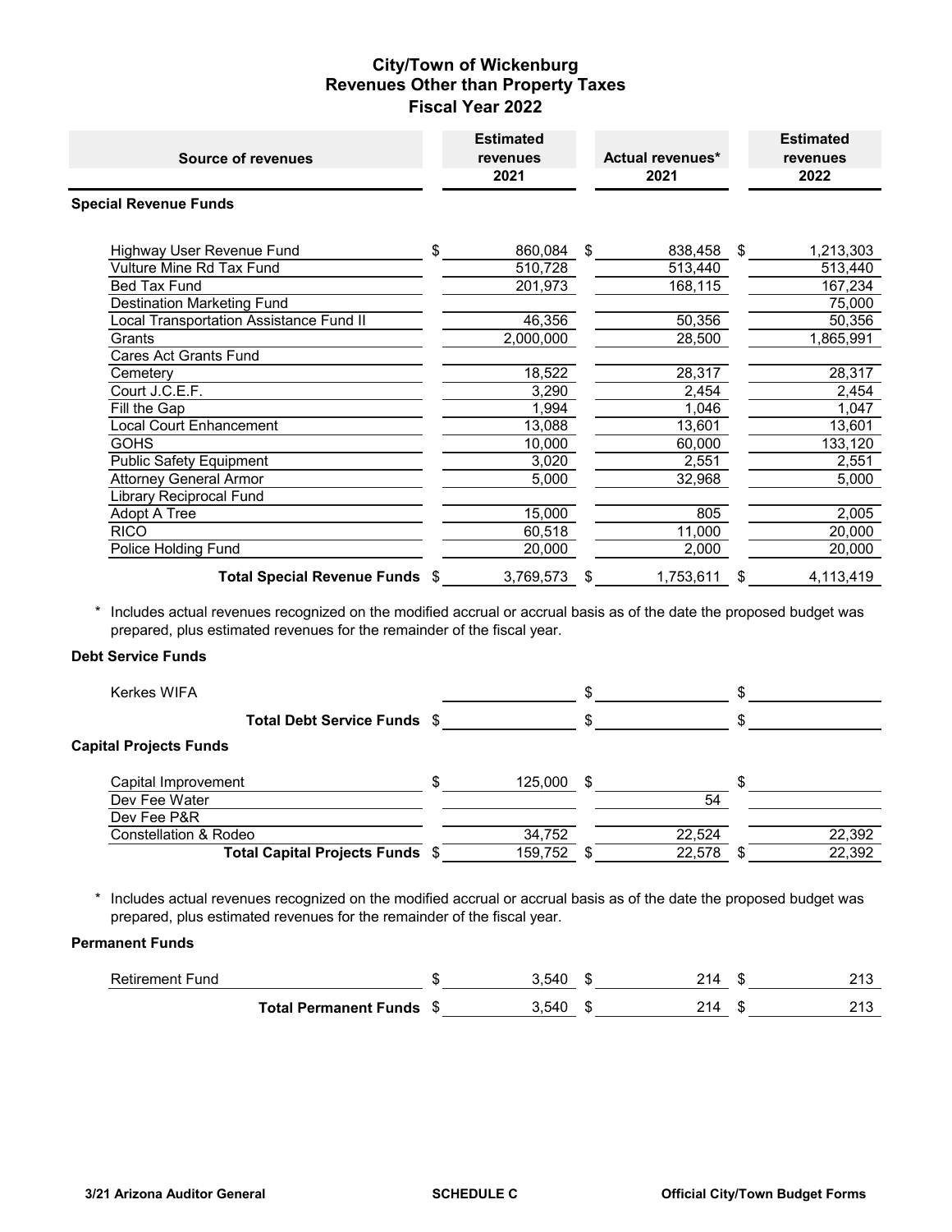# City/Town of Wickenburg
## Revenues Other than Property Taxes
## Fiscal Year 2022

| Source of revenues | Estimated revenues 2021 | Actual revenues* 2021 | Estimated revenues 2022 |
|---|---|---|---|
| **Special Revenue Funds** | | | |
| Highway User Revenue Fund | $ 860,084 | $ 838,458 | $ 1,213,303 |
| Vulture Mine Rd Tax Fund | 510,728 | 513,440 | 513,440 |
| Bed Tax Fund | 201,973 | 168,115 | 167,234 |
| Destination Marketing Fund | | | 75,000 |
| Local Transportation Assistance Fund II | 46,356 | 50,356 | 50,356 |
| Grants | 2,000,000 | 28,500 | 1,865,991 |
| Cares Act Grants Fund | | | |
| Cemetery | 18,522 | 28,317 | 28,317 |
| Court J.C.E.F. | 3,290 | 2,454 | 2,454 |
| Fill the Gap | 1,994 | 1,046 | 1,047 |
| Local Court Enhancement | 13,088 | 13,601 | 13,601 |
| GOHS | 10,000 | 60,000 | 133,120 |
| Public Safety Equipment | 3,020 | 2,551 | 2,551 |
| Attorney General Armor | 5,000 | 32,968 | 5,000 |
| Library Reciprocal Fund | | | |
| Adopt A Tree | 15,000 | 805 | 2,005 |
| RICO | 60,518 | 11,000 | 20,000 |
| Police Holding Fund | 20,000 | 2,000 | 20,000 |
| **Total Special Revenue Funds** | $ 3,769,573 | $ 1,753,611 | $ 4,113,419 |

\* Includes actual revenues recognized on the modified accrual or accrual basis as of the date the proposed budget was prepared, plus estimated revenues for the remainder of the fiscal year.

| Source of revenues | Estimated revenues 2021 | Actual revenues* 2021 | Estimated revenues 2022 |
|---|---|---|---|
| **Debt Service Funds** | | | |
| Kerkes WIFA | | $ | $ |
| **Total Debt Service Funds** | $ | $ | $ |
| **Capital Projects Funds** | | | |
| Capital Improvement | $ 125,000 | $ | $ |
| Dev Fee Water | | 54 | |
| Dev Fee P&R | | | |
| Constellation & Rodeo | 34,752 | 22,524 | 22,392 |
| **Total Capital Projects Funds** | $ 159,752 | $ 22,578 | $ 22,392 |

\* Includes actual revenues recognized on the modified accrual or accrual basis as of the date the proposed budget was prepared, plus estimated revenues for the remainder of the fiscal year.

| Source of revenues | Estimated revenues 2021 | Actual revenues* 2021 | Estimated revenues 2022 |
|---|---|---|---|
| **Permanent Funds** | | | |
| Retirement Fund | $ 3,540 | $ 214 | $ 213 |
| **Total Permanent Funds** | $ 3,540 | $ 214 | $ 213 |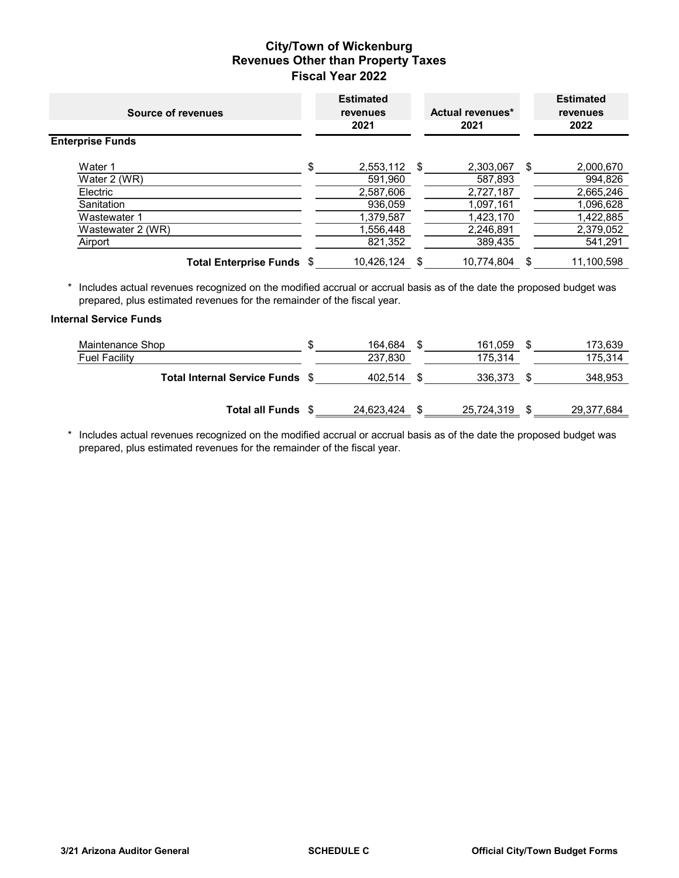# City/Town of Wickenburg
## Revenues Other than Property Taxes
## Fiscal Year 2022

| Source of revenues | Estimated revenues 2021 | Actual revenues* 2021 | Estimated revenues 2022 |
|---|---|---|---|
| **Enterprise Funds** | | | |
| Water 1 | $ 2,553,112 | $ 2,303,067 | $ 2,000,670 |
| Water 2 (WR) | 591,960 | 587,893 | 994,826 |
| Electric | 2,587,606 | 2,727,187 | 2,665,246 |
| Sanitation | 936,059 | 1,097,161 | 1,096,628 |
| Wastewater 1 | 1,379,587 | 1,423,170 | 1,422,885 |
| Wastewater 2 (WR) | 1,556,448 | 2,246,891 | 2,379,052 |
| Airport | 821,352 | 389,435 | 541,291 |
| **Total Enterprise Funds** | $ 10,426,124 | $ 10,774,804 | $ 11,100,598 |

\* Includes actual revenues recognized on the modified accrual or accrual basis as of the date the proposed budget was prepared, plus estimated revenues for the remainder of the fiscal year.

| Source of revenues | Estimated revenues 2021 | Actual revenues* 2021 | Estimated revenues 2022 |
|---|---|---|---|
| **Internal Service Funds** | | | |
| Maintenance Shop | $ 164,684 | $ 161,059 | $ 173,639 |
| Fuel Facility | 237,830 | 175,314 | 175,314 |
| **Total Internal Service Funds** | $ 402,514 | $ 336,373 | $ 348,953 |
| **Total all Funds** | $ 24,623,424 | $ 25,724,319 | $ 29,377,684 |

\* Includes actual revenues recognized on the modified accrual or accrual basis as of the date the proposed budget was prepared, plus estimated revenues for the remainder of the fiscal year.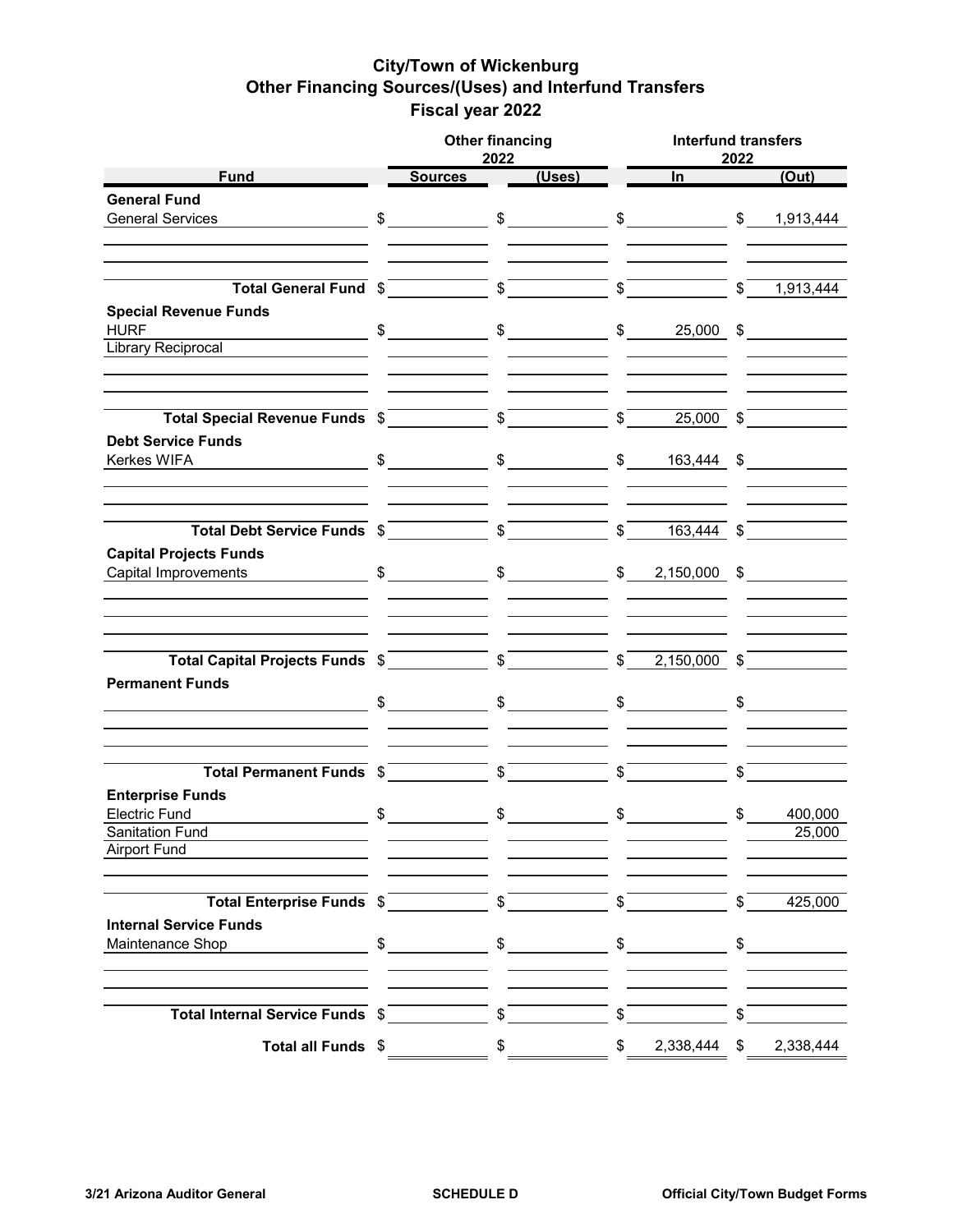# City/Town of Wickenburg
## Other Financing Sources/(Uses) and Interfund Transfers
## Fiscal year 2022

| Fund | Other financing 2022 Sources | Other financing 2022 (Uses) | Interfund transfers 2022 In | Interfund transfers 2022 (Out) |
|---|---|---|---|---|
| **General Fund** | | | | |
| General Services | $ | $ | $ | $ 1,913,444 |
| **Total General Fund** | $ | $ | $ | $ 1,913,444 |
| **Special Revenue Funds** | | | | |
| HURF | $ | $ | $ 25,000 | $ |
| Library Reciprocal | | | | |
| **Total Special Revenue Funds** | $ | $ | $ 25,000 | $ |
| **Debt Service Funds** | | | | |
| Kerkes WIFA | $ | $ | $ 163,444 | $ |
| **Total Debt Service Funds** | $ | $ | $ 163,444 | $ |
| **Capital Projects Funds** | | | | |
| Capital Improvements | $ | $ | $ 2,150,000 | $ |
| **Total Capital Projects Funds** | $ | $ | $ 2,150,000 | $ |
| **Permanent Funds** | | | | |
| | $ | $ | $ | $ |
| **Total Permanent Funds** | $ | $ | $ | $ |
| **Enterprise Funds** | | | | |
| Electric Fund | $ | $ | $ | $ 400,000 |
| Sanitation Fund | | | | 25,000 |
| Airport Fund | | | | |
| **Total Enterprise Funds** | $ | $ | $ | $ 425,000 |
| **Internal Service Funds** | | | | |
| Maintenance Shop | $ | $ | $ | $ |
| **Total Internal Service Funds** | $ | $ | $ | $ |
| **Total all Funds** | $ | $ | $ 2,338,444 | $ 2,338,444 |

3/21 Arizona Auditor General | SCHEDULE D | Official City/Town Budget Forms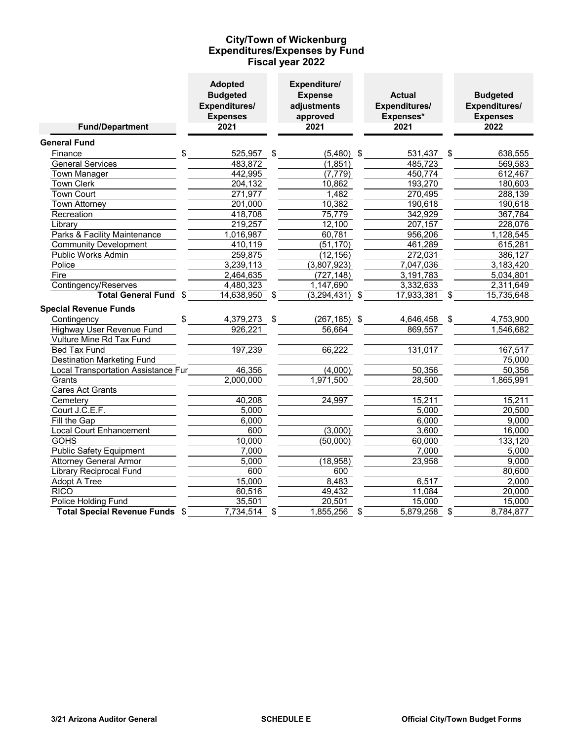# City/Town of Wickenburg
## Expenditures/Expenses by Fund
### Fiscal year 2022

| Fund/Department | Adopted Budgeted Expenditures/ Expenses 2021 | Expenditure/ Expense adjustments approved 2021 | Actual Expenditures/ Expenses* 2021 | Budgeted Expenditures/ Expenses 2022 |
|---|---|---|---|---|
| **General Fund** | | | | |
| Finance | $ 525,957 | $ (5,480) | $ 531,437 | $ 638,555 |
| General Services | 483,872 | (1,851) | 485,723 | 569,583 |
| Town Manager | 442,995 | (7,779) | 450,774 | 612,467 |
| Town Clerk | 204,132 | 10,862 | 193,270 | 180,603 |
| Town Court | 271,977 | 1,482 | 270,495 | 288,139 |
| Town Attorney | 201,000 | 10,382 | 190,618 | 190,618 |
| Recreation | 418,708 | 75,779 | 342,929 | 367,784 |
| Library | 219,257 | 12,100 | 207,157 | 228,076 |
| Parks & Facility Maintenance | 1,016,987 | 60,781 | 956,206 | 1,128,545 |
| Community Development | 410,119 | (51,170) | 461,289 | 615,281 |
| Public Works Admin | 259,875 | (12,156) | 272,031 | 386,127 |
| Police | 3,239,113 | (3,807,923) | 7,047,036 | 3,183,420 |
| Fire | 2,464,635 | (727,148) | 3,191,783 | 5,034,801 |
| Contingency/Reserves | 4,480,323 | 1,147,690 | 3,332,633 | 2,311,649 |
| **Total General Fund** | $ 14,638,950 | $ (3,294,431) | $ 17,933,381 | $ 15,735,648 |
| **Special Revenue Funds** | | | | |
| Contingency | $ 4,379,273 | $ (267,185) | $ 4,646,458 | $ 4,753,900 |
| Highway User Revenue Fund | 926,221 | 56,664 | 869,557 | 1,546,682 |
| Vulture Mine Rd Tax Fund | | | | |
| Bed Tax Fund | 197,239 | 66,222 | 131,017 | 167,517 |
| Destination Marketing Fund | | | | 75,000 |
| Local Transportation Assistance Fur | 46,356 | (4,000) | 50,356 | 50,356 |
| Grants | 2,000,000 | 1,971,500 | 28,500 | 1,865,991 |
| Cares Act Grants | | | | |
| Cemetery | 40,208 | 24,997 | 15,211 | 15,211 |
| Court J.C.E.F. | 5,000 | | 5,000 | 20,500 |
| Fill the Gap | 6,000 | | 6,000 | 9,000 |
| Local Court Enhancement | 600 | (3,000) | 3,600 | 16,000 |
| GOHS | 10,000 | (50,000) | 60,000 | 133,120 |
| Public Safety Equipment | 7,000 | | 7,000 | 5,000 |
| Attorney General Armor | 5,000 | (18,958) | 23,958 | 9,000 |
| Library Reciprocal Fund | 600 | 600 | | 80,600 |
| Adopt A Tree | 15,000 | 8,483 | 6,517 | 2,000 |
| RICO | 60,516 | 49,432 | 11,084 | 20,000 |
| Police Holding Fund | 35,501 | 20,501 | 15,000 | 15,000 |
| **Total Special Revenue Funds** | $ 7,734,514 | $ 1,855,256 | $ 5,879,258 | $ 8,784,877 |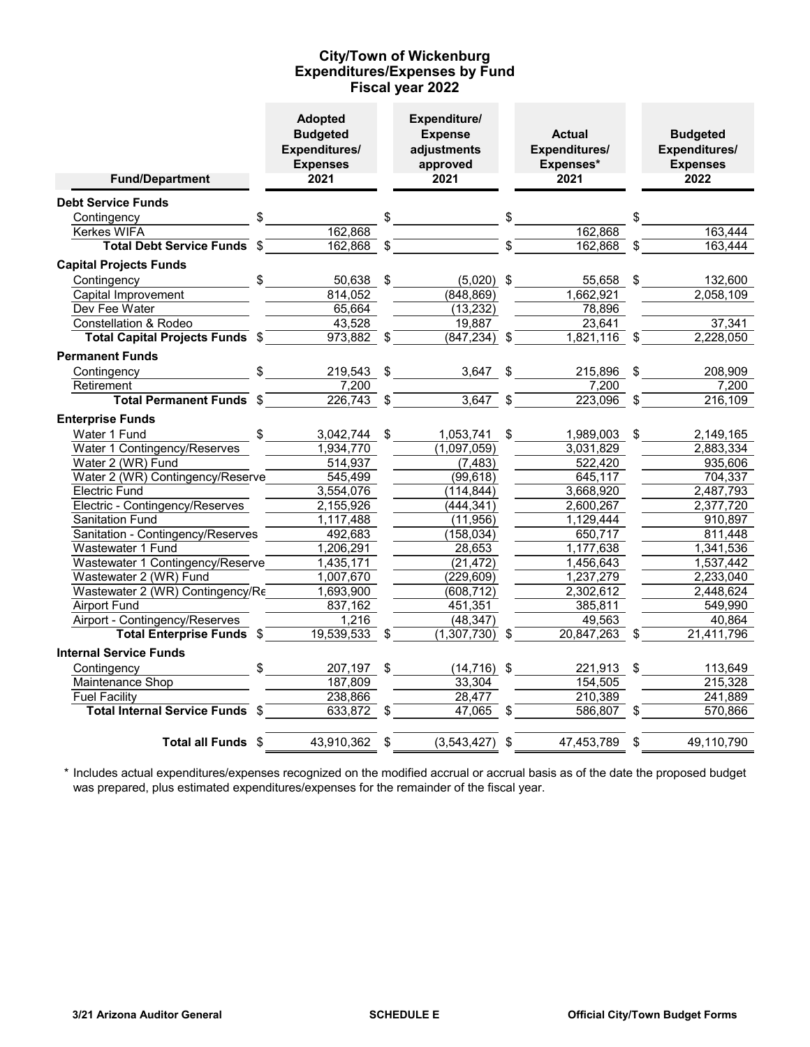# City/Town of Wickenburg
## Expenditures/Expenses by Fund
### Fiscal year 2022

| Fund/Department | Adopted Budgeted Expenditures/ Expenses 2021 | Expenditure/ Expense adjustments approved 2021 | Actual Expenditures/ Expenses* 2021 | Budgeted Expenditures/ Expenses 2022 |
|---|---|---|---|---|
| **Debt Service Funds** | | | | |
| Contingency | $ | $ | $ | $ |
| Kerkes WIFA | 162,868 | | 162,868 | 163,444 |
| **Total Debt Service Funds** | $ 162,868 | $ | $ 162,868 | $ 163,444 |
| **Capital Projects Funds** | | | | |
| Contingency | $ 50,638 | $ (5,020) | $ 55,658 | $ 132,600 |
| Capital Improvement | 814,052 | (848,869) | 1,662,921 | 2,058,109 |
| Dev Fee Water | 65,664 | (13,232) | 78,896 | |
| Constellation & Rodeo | 43,528 | 19,887 | 23,641 | 37,341 |
| **Total Capital Projects Funds** | $ 973,882 | $ (847,234) | $ 1,821,116 | $ 2,228,050 |
| **Permanent Funds** | | | | |
| Contingency | $ 219,543 | $ 3,647 | $ 215,896 | $ 208,909 |
| Retirement | 7,200 | | 7,200 | 7,200 |
| **Total Permanent Funds** | $ 226,743 | $ 3,647 | $ 223,096 | $ 216,109 |
| **Enterprise Funds** | | | | |
| Water 1 Fund | $ 3,042,744 | $ 1,053,741 | $ 1,989,003 | $ 2,149,165 |
| Water 1 Contingency/Reserves | 1,934,770 | (1,097,059) | 3,031,829 | 2,883,334 |
| Water 2 (WR) Fund | 514,937 | (7,483) | 522,420 | 935,606 |
| Water 2 (WR) Contingency/Reserve | 545,499 | (99,618) | 645,117 | 704,337 |
| Electric Fund | 3,554,076 | (114,844) | 3,668,920 | 2,487,793 |
| Electric - Contingency/Reserves | 2,155,926 | (444,341) | 2,600,267 | 2,377,720 |
| Sanitation Fund | 1,117,488 | (11,956) | 1,129,444 | 910,897 |
| Sanitation - Contingency/Reserves | 492,683 | (158,034) | 650,717 | 811,448 |
| Wastewater 1 Fund | 1,206,291 | 28,653 | 1,177,638 | 1,341,536 |
| Wastewater 1 Contingency/Reserve | 1,435,171 | (21,472) | 1,456,643 | 1,537,442 |
| Wastewater 2 (WR) Fund | 1,007,670 | (229,609) | 1,237,279 | 2,233,040 |
| Wastewater 2 (WR) Contingency/Re | 1,693,900 | (608,712) | 2,302,612 | 2,448,624 |
| Airport Fund | 837,162 | 451,351 | 385,811 | 549,990 |
| Airport - Contingency/Reserves | 1,216 | (48,347) | 49,563 | 40,864 |
| **Total Enterprise Funds** | $ 19,539,533 | $ (1,307,730) | $ 20,847,263 | $ 21,411,796 |
| **Internal Service Funds** | | | | |
| Contingency | $ 207,197 | $ (14,716) | $ 221,913 | $ 113,649 |
| Maintenance Shop | 187,809 | 33,304 | 154,505 | 215,328 |
| Fuel Facility | 238,866 | 28,477 | 210,389 | 241,889 |
| **Total Internal Service Funds** | $ 633,872 | $ 47,065 | $ 586,807 | $ 570,866 |
| **Total all Funds** | $ 43,910,362 | $ (3,543,427) | $ 47,453,789 | $ 49,110,790 |

\* Includes actual expenditures/expenses recognized on the modified accrual or accrual basis as of the date the proposed budget was prepared, plus estimated expenditures/expenses for the remainder of the fiscal year.

3/21 Arizona Auditor General — SCHEDULE E — Official City/Town Budget Forms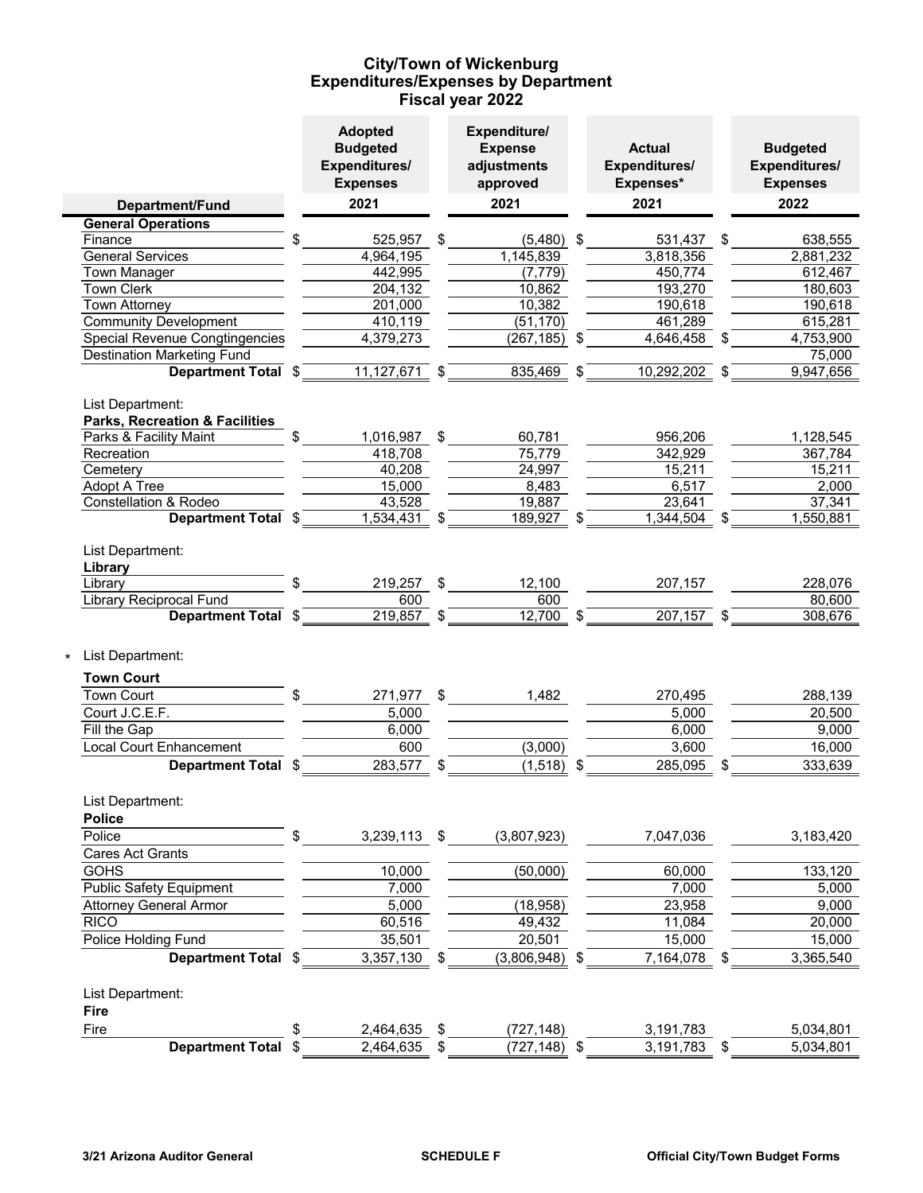# City/Town of Wickenburg
## Expenditures/Expenses by Department
### Fiscal year 2022

| Department/Fund | Adopted Budgeted Expenditures/ Expenses 2021 | Expenditure/ Expense adjustments approved 2021 | Actual Expenditures/ Expenses* 2021 | Budgeted Expenditures/ Expenses 2022 |
|---|---|---|---|---|
| **General Operations** | | | | |
| Finance | $ 525,957 | $ (5,480) | $ 531,437 | $ 638,555 |
| General Services | 4,964,195 | 1,145,839 | 3,818,356 | 2,881,232 |
| Town Manager | 442,995 | (7,779) | 450,774 | 612,467 |
| Town Clerk | 204,132 | 10,862 | 193,270 | 180,603 |
| Town Attorney | 201,000 | 10,382 | 190,618 | 190,618 |
| Community Development | 410,119 | (51,170) | 461,289 | 615,281 |
| Special Revenue Congtingencies | 4,379,273 | (267,185) | $ 4,646,458 | $ 4,753,900 |
| Destination Marketing Fund | | | | 75,000 |
| **Department Total** | $ 11,127,671 | $ 835,469 | $ 10,292,202 | $ 9,947,656 |
| List Department: | | | | |
| **Parks, Recreation & Facilities** | | | | |
| Parks & Facility Maint | $ 1,016,987 | $ 60,781 | 956,206 | 1,128,545 |
| Recreation | 418,708 | 75,779 | 342,929 | 367,784 |
| Cemetery | 40,208 | 24,997 | 15,211 | 15,211 |
| Adopt A Tree | 15,000 | 8,483 | 6,517 | 2,000 |
| Constellation & Rodeo | 43,528 | 19,887 | 23,641 | 37,341 |
| **Department Total** | $ 1,534,431 | $ 189,927 | $ 1,344,504 | $ 1,550,881 |
| List Department: | | | | |
| **Library** | | | | |
| Library | $ 219,257 | $ 12,100 | 207,157 | 228,076 |
| Library Reciprocal Fund | 600 | 600 | | 80,600 |
| **Department Total** | $ 219,857 | $ 12,700 | $ 207,157 | $ 308,676 |
| * List Department: | | | | |
| **Town Court** | | | | |
| Town Court | $ 271,977 | $ 1,482 | 270,495 | 288,139 |
| Court J.C.E.F. | 5,000 | | 5,000 | 20,500 |
| Fill the Gap | 6,000 | | 6,000 | 9,000 |
| Local Court Enhancement | 600 | (3,000) | 3,600 | 16,000 |
| **Department Total** | $ 283,577 | $ (1,518) | $ 285,095 | $ 333,639 |
| List Department: | | | | |
| **Police** | | | | |
| Police | $ 3,239,113 | $ (3,807,923) | 7,047,036 | 3,183,420 |
| Cares Act Grants | | | | |
| GOHS | 10,000 | (50,000) | 60,000 | 133,120 |
| Public Safety Equipment | 7,000 | | 7,000 | 5,000 |
| Attorney General Armor | 5,000 | (18,958) | 23,958 | 9,000 |
| RICO | 60,516 | 49,432 | 11,084 | 20,000 |
| Police Holding Fund | 35,501 | 20,501 | 15,000 | 15,000 |
| **Department Total** | $ 3,357,130 | $ (3,806,948) | $ 7,164,078 | $ 3,365,540 |
| List Department: | | | | |
| **Fire** | | | | |
| Fire | $ 2,464,635 | $ (727,148) | 3,191,783 | 5,034,801 |
| **Department Total** | $ 2,464,635 | $ (727,148) | $ 3,191,783 | $ 5,034,801 |

3/21 Arizona Auditor General — SCHEDULE F — Official City/Town Budget Forms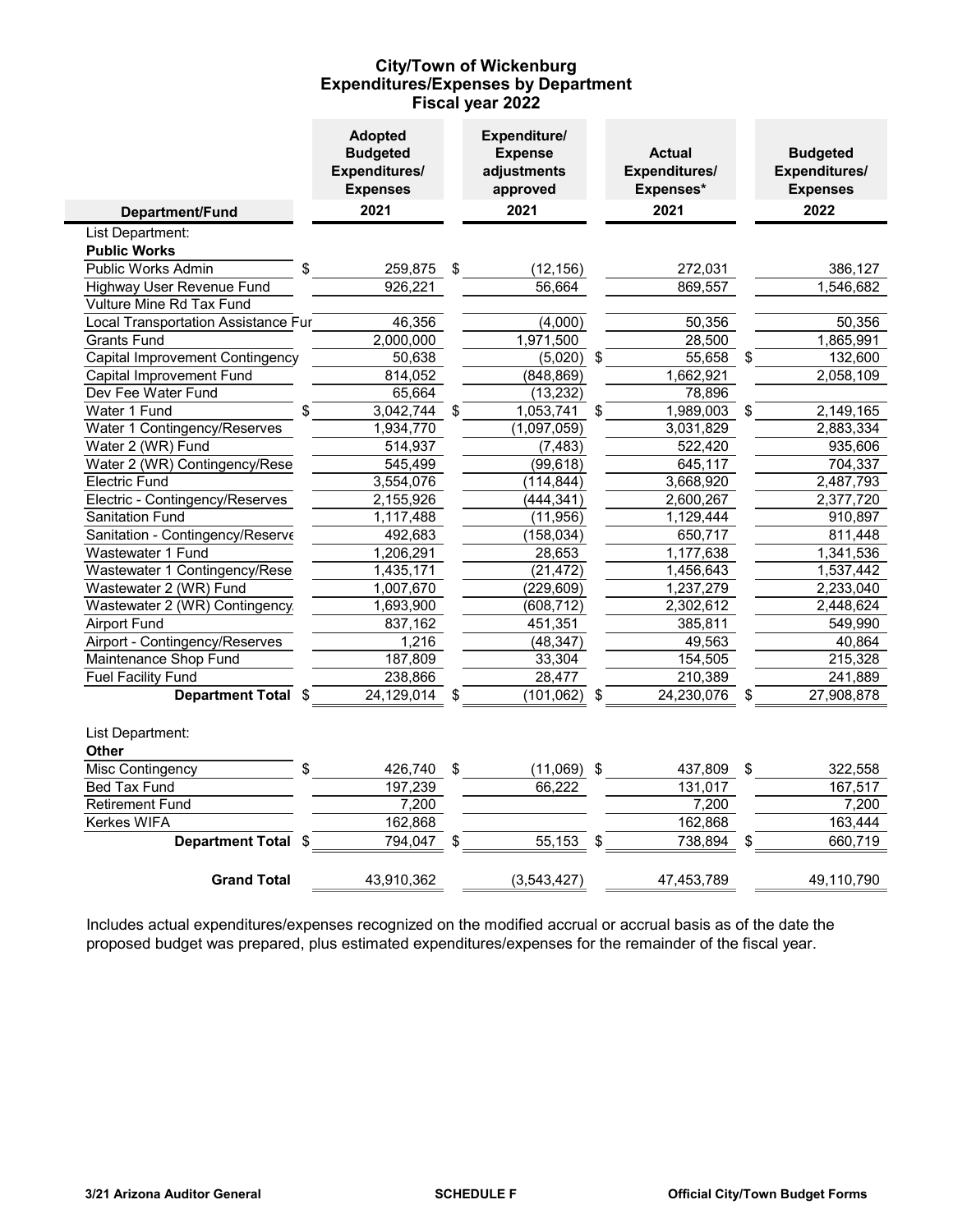# City/Town of Wickenburg
## Expenditures/Expenses by Department
### Fiscal year 2022

| Department/Fund | Adopted Budgeted Expenditures/ Expenses 2021 | Expenditure/ Expense adjustments approved 2021 | Actual Expenditures/ Expenses* 2021 | Budgeted Expenditures/ Expenses 2022 |
|---|---|---|---|---|
| List Department: | | | | |
| **Public Works** | | | | |
| Public Works Admin | $ 259,875 | $ (12,156) | 272,031 | 386,127 |
| Highway User Revenue Fund | 926,221 | 56,664 | 869,557 | 1,546,682 |
| Vulture Mine Rd Tax Fund | | | | |
| Local Transportation Assistance Fur | 46,356 | (4,000) | 50,356 | 50,356 |
| Grants Fund | 2,000,000 | 1,971,500 | 28,500 | 1,865,991 |
| Capital Improvement Contingency | 50,638 | (5,020) | $ 55,658 | $ 132,600 |
| Capital Improvement Fund | 814,052 | (848,869) | 1,662,921 | 2,058,109 |
| Dev Fee Water Fund | 65,664 | (13,232) | 78,896 | |
| Water 1 Fund | $ 3,042,744 | $ 1,053,741 | $ 1,989,003 | $ 2,149,165 |
| Water 1 Contingency/Reserves | 1,934,770 | (1,097,059) | 3,031,829 | 2,883,334 |
| Water 2 (WR) Fund | 514,937 | (7,483) | 522,420 | 935,606 |
| Water 2 (WR) Contingency/Rese | 545,499 | (99,618) | 645,117 | 704,337 |
| Electric Fund | 3,554,076 | (114,844) | 3,668,920 | 2,487,793 |
| Electric - Contingency/Reserves | 2,155,926 | (444,341) | 2,600,267 | 2,377,720 |
| Sanitation Fund | 1,117,488 | (11,956) | 1,129,444 | 910,897 |
| Sanitation - Contingency/Reserve | 492,683 | (158,034) | 650,717 | 811,448 |
| Wastewater 1 Fund | 1,206,291 | 28,653 | 1,177,638 | 1,341,536 |
| Wastewater 1 Contingency/Rese | 1,435,171 | (21,472) | 1,456,643 | 1,537,442 |
| Wastewater 2 (WR) Fund | 1,007,670 | (229,609) | 1,237,279 | 2,233,040 |
| Wastewater 2 (WR) Contingency | 1,693,900 | (608,712) | 2,302,612 | 2,448,624 |
| Airport Fund | 837,162 | 451,351 | 385,811 | 549,990 |
| Airport - Contingency/Reserves | 1,216 | (48,347) | 49,563 | 40,864 |
| Maintenance Shop Fund | 187,809 | 33,304 | 154,505 | 215,328 |
| Fuel Facility Fund | 238,866 | 28,477 | 210,389 | 241,889 |
| **Department Total** | $ 24,129,014 | $ (101,062) | $ 24,230,076 | $ 27,908,878 |
| List Department: | | | | |
| **Other** | | | | |
| Misc Contingency | $ 426,740 | $ (11,069) | $ 437,809 | $ 322,558 |
| Bed Tax Fund | 197,239 | 66,222 | 131,017 | 167,517 |
| Retirement Fund | 7,200 | | 7,200 | 7,200 |
| Kerkes WIFA | 162,868 | | 162,868 | 163,444 |
| **Department Total** | $ 794,047 | $ 55,153 | $ 738,894 | $ 660,719 |
| **Grand Total** | 43,910,362 | (3,543,427) | 47,453,789 | 49,110,790 |

Includes actual expenditures/expenses recognized on the modified accrual or accrual basis as of the date the proposed budget was prepared, plus estimated expenditures/expenses for the remainder of the fiscal year.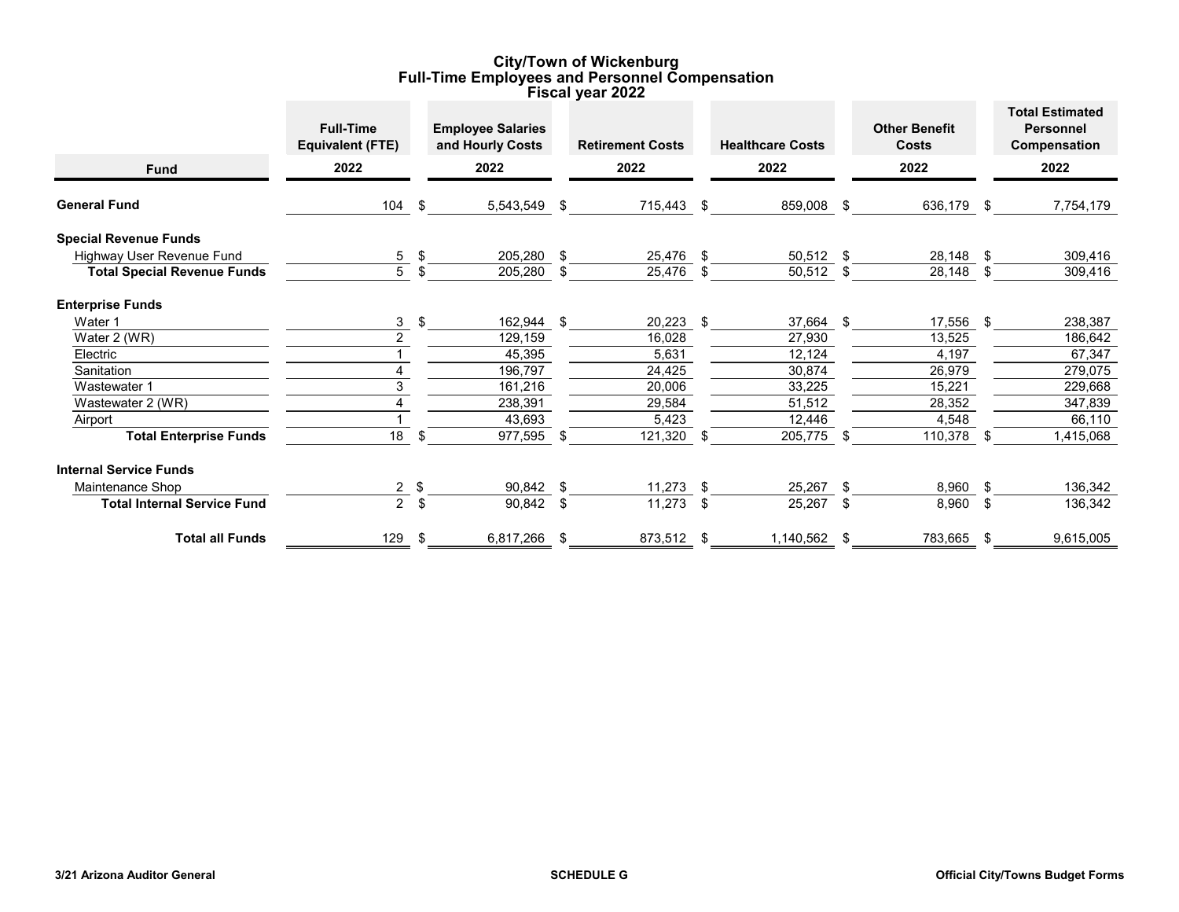# City/Town of Wickenburg
## Full-Time Employees and Personnel Compensation
### Fiscal year 2022

| Fund | Full-Time Equivalent (FTE) 2022 | Employee Salaries and Hourly Costs 2022 | Retirement Costs 2022 | Healthcare Costs 2022 | Other Benefit Costs 2022 | Total Estimated Personnel Compensation 2022 |
|---|---|---|---|---|---|---|
| **General Fund** | 104 | $ 5,543,549 | $ 715,443 | $ 859,008 | $ 636,179 | $ 7,754,179 |
| **Special Revenue Funds** | | | | | | |
| Highway User Revenue Fund | 5 | $ 205,280 | $ 25,476 | $ 50,512 | $ 28,148 | $ 309,416 |
| **Total Special Revenue Funds** | 5 | $ 205,280 | $ 25,476 | $ 50,512 | $ 28,148 | $ 309,416 |
| **Enterprise Funds** | | | | | | |
| Water 1 | 3 | $ 162,944 | $ 20,223 | $ 37,664 | $ 17,556 | $ 238,387 |
| Water 2 (WR) | 2 | 129,159 | 16,028 | 27,930 | 13,525 | 186,642 |
| Electric | 1 | 45,395 | 5,631 | 12,124 | 4,197 | 67,347 |
| Sanitation | 4 | 196,797 | 24,425 | 30,874 | 26,979 | 279,075 |
| Wastewater 1 | 3 | 161,216 | 20,006 | 33,225 | 15,221 | 229,668 |
| Wastewater 2 (WR) | 4 | 238,391 | 29,584 | 51,512 | 28,352 | 347,839 |
| Airport | 1 | 43,693 | 5,423 | 12,446 | 4,548 | 66,110 |
| **Total Enterprise Funds** | 18 | $ 977,595 | $ 121,320 | $ 205,775 | $ 110,378 | $ 1,415,068 |
| **Internal Service Funds** | | | | | | |
| Maintenance Shop | 2 | $ 90,842 | $ 11,273 | $ 25,267 | $ 8,960 | $ 136,342 |
| **Total Internal Service Fund** | 2 | $ 90,842 | $ 11,273 | $ 25,267 | $ 8,960 | $ 136,342 |
| **Total all Funds** | 129 | $ 6,817,266 | $ 873,512 | $ 1,140,562 | $ 783,665 | $ 9,615,005 |

3/21 Arizona Auditor General | SCHEDULE G | Official City/Towns Budget Forms